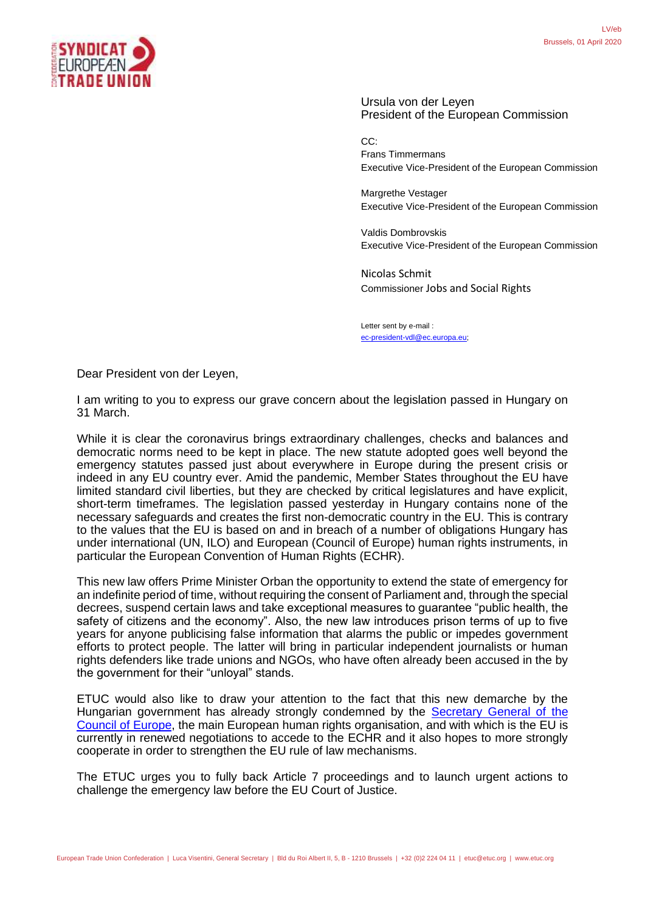LV/eb
Brussels, 01 April 2020

Ursula von der Leyen
President of the European Commission

CC:
Frans Timmermans
Executive Vice-President of the European Commission

Margrethe Vestager
Executive Vice-President of the European Commission

Valdis Dombrovskis
Executive Vice-President of the European Commission

Nicolas Schmit
Commissioner Jobs and Social Rights

Letter sent by e-mail :
ec-president-vdl@ec.europa.eu;

Dear President von der Leyen,

I am writing to you to express our grave concern about the legislation passed in Hungary on 31 March.

While it is clear the coronavirus brings extraordinary challenges, checks and balances and democratic norms need to be kept in place. The new statute adopted goes well beyond the emergency statutes passed just about everywhere in Europe during the present crisis or indeed in any EU country ever. Amid the pandemic, Member States throughout the EU have limited standard civil liberties, but they are checked by critical legislatures and have explicit, short-term timeframes. The legislation passed yesterday in Hungary contains none of the necessary safeguards and creates the first non-democratic country in the EU. This is contrary to the values that the EU is based on and in breach of a number of obligations Hungary has under international (UN, ILO) and European (Council of Europe) human rights instruments, in particular the European Convention of Human Rights (ECHR).

This new law offers Prime Minister Orban the opportunity to extend the state of emergency for an indefinite period of time, without requiring the consent of Parliament and, through the special decrees, suspend certain laws and take exceptional measures to guarantee "public health, the safety of citizens and the economy". Also, the new law introduces prison terms of up to five years for anyone publicising false information that alarms the public or impedes government efforts to protect people. The latter will bring in particular independent journalists or human rights defenders like trade unions and NGOs, who have often already been accused in the by the government for their "unloyal" stands.

ETUC would also like to draw your attention to the fact that this new demarche by the Hungarian government has already strongly condemned by the Secretary General of the Council of Europe, the main European human rights organisation, and with which is the EU is currently in renewed negotiations to accede to the ECHR and it also hopes to more strongly cooperate in order to strengthen the EU rule of law mechanisms.

The ETUC urges you to fully back Article 7 proceedings and to launch urgent actions to challenge the emergency law before the EU Court of Justice.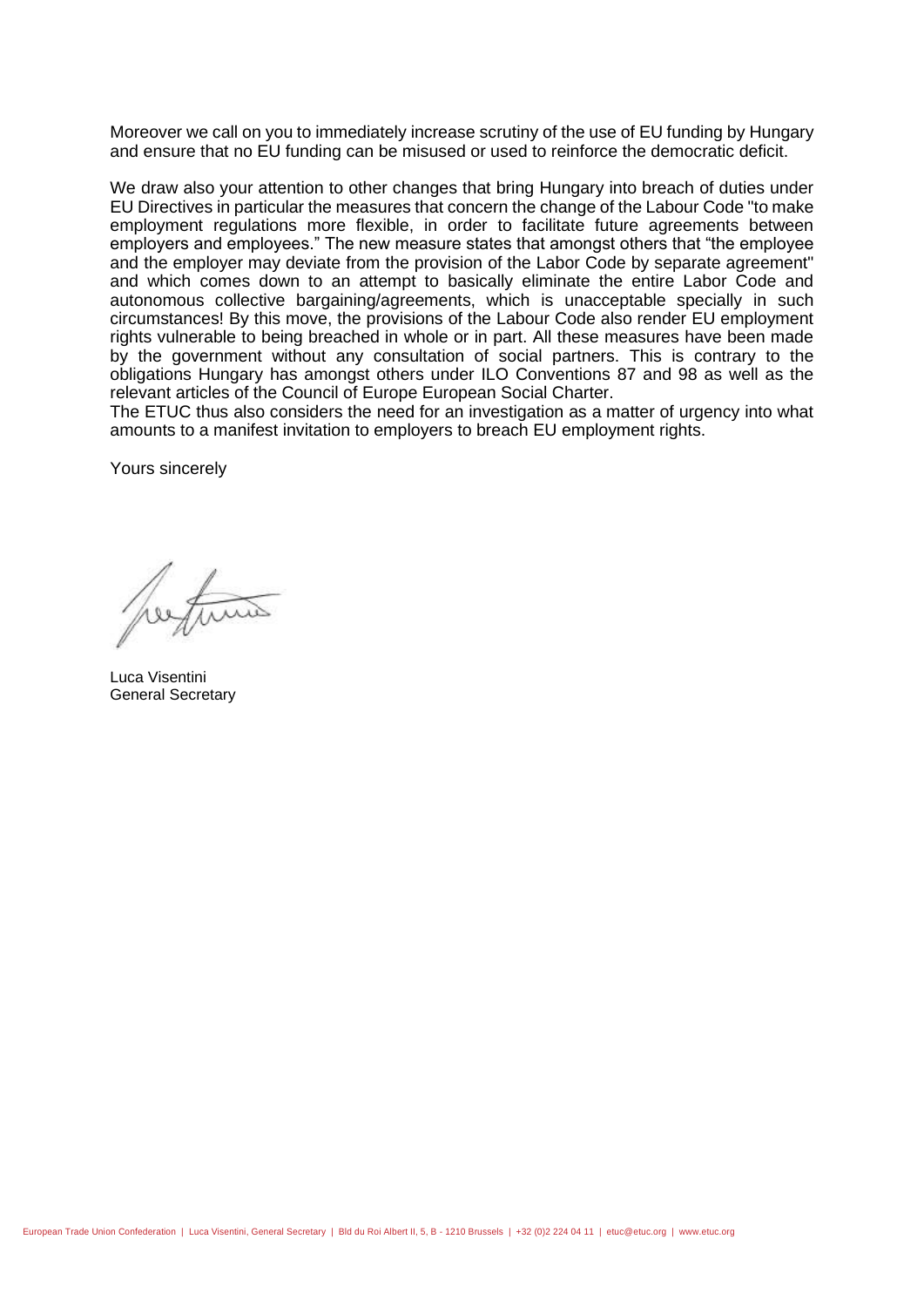Moreover we call on you to immediately increase scrutiny of the use of EU funding by Hungary and ensure that no EU funding can be misused or used to reinforce the democratic deficit.

We draw also your attention to other changes that bring Hungary into breach of duties under EU Directives in particular the measures that concern the change of the Labour Code "to make employment regulations more flexible, in order to facilitate future agreements between employers and employees." The new measure states that amongst others that "the employee and the employer may deviate from the provision of the Labor Code by separate agreement" and which comes down to an attempt to basically eliminate the entire Labor Code and autonomous collective bargaining/agreements, which is unacceptable specially in such circumstances! By this move, the provisions of the Labour Code also render EU employment rights vulnerable to being breached in whole or in part. All these measures have been made by the government without any consultation of social partners. This is contrary to the obligations Hungary has amongst others under ILO Conventions 87 and 98 as well as the relevant articles of the Council of Europe European Social Charter.
The ETUC thus also considers the need for an investigation as a matter of urgency into what amounts to a manifest invitation to employers to breach EU employment rights.

Yours sincerely

Luca Visentini
General Secretary